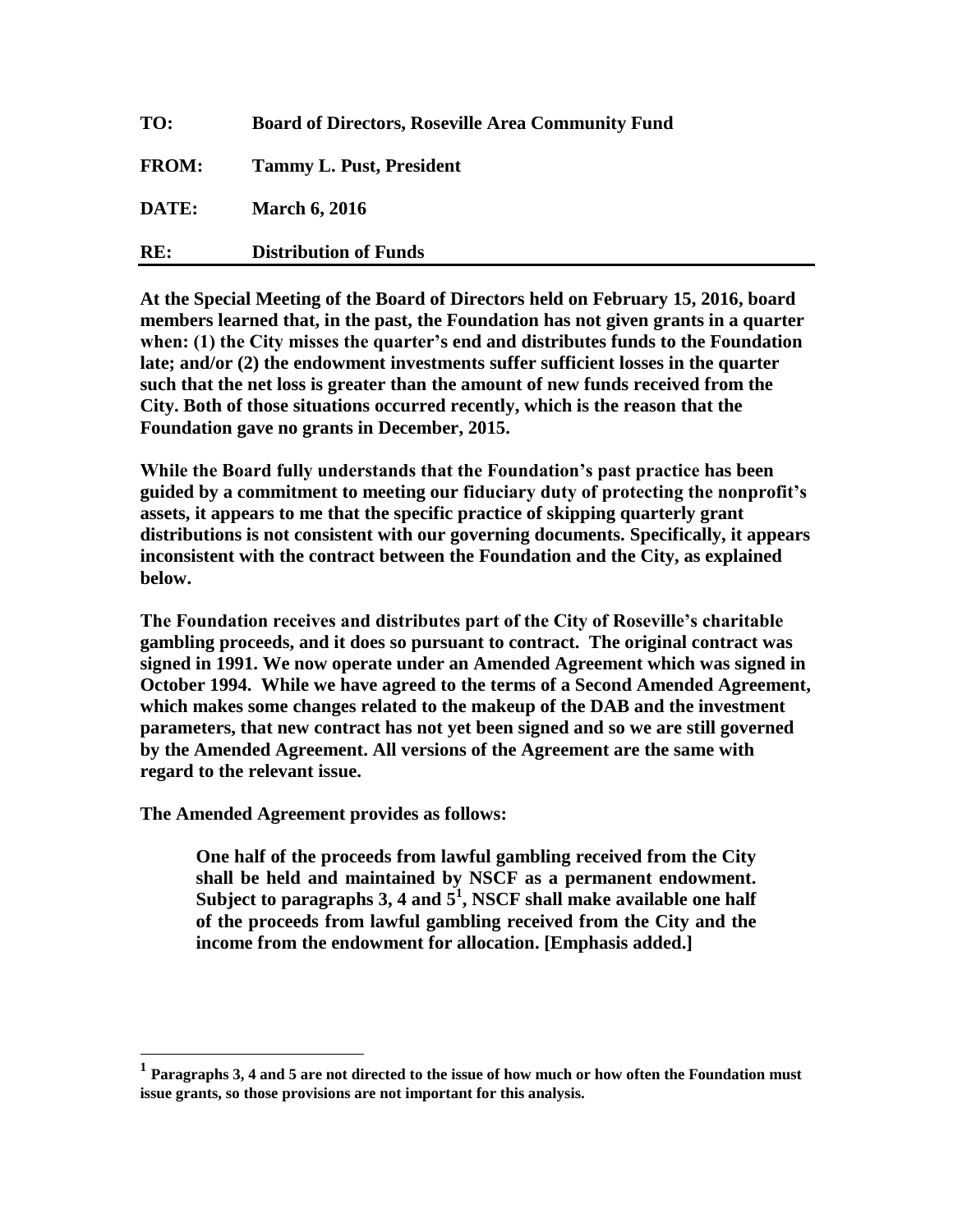**TO:** **Board of Directors, Roseville Area Community Fund**

**FROM:** **Tammy L. Pust, President**

**DATE:** **March 6, 2016**

**RE:** **Distribution of Funds**

---

**At the Special Meeting of the Board of Directors held on February 15, 2016, board members learned that, in the past, the Foundation has not given grants in a quarter when: (1) the City misses the quarter's end and distributes funds to the Foundation late; and/or (2) the endowment investments suffer sufficient losses in the quarter such that the net loss is greater than the amount of new funds received from the City. Both of those situations occurred recently, which is the reason that the Foundation gave no grants in December, 2015.**

**While the Board fully understands that the Foundation's past practice has been guided by a commitment to meeting our fiduciary duty of protecting the nonprofit's assets, it appears to me that the specific practice of skipping quarterly grant distributions is not consistent with our governing documents. Specifically, it appears inconsistent with the contract between the Foundation and the City, as explained below.**

**The Foundation receives and distributes part of the City of Roseville's charitable gambling proceeds, and it does so pursuant to contract. The original contract was signed in 1991. We now operate under an Amended Agreement which was signed in October 1994. While we have agreed to the terms of a Second Amended Agreement, which makes some changes related to the makeup of the DAB and the investment parameters, that new contract has not yet been signed and so we are still governed by the Amended Agreement. All versions of the Agreement are the same with regard to the relevant issue.**

**The Amended Agreement provides as follows:**

> **One half of the proceeds from lawful gambling received from the City shall be held and maintained by NSCF as a permanent endowment. Subject to paragraphs 3, 4 and 5[1], NSCF shall make available one half of the proceeds from lawful gambling received from the City and the income from the endowment for allocation. [Emphasis added.]**

---

[1] **Paragraphs 3, 4 and 5 are not directed to the issue of how much or how often the Foundation must issue grants, so those provisions are not important for this analysis.**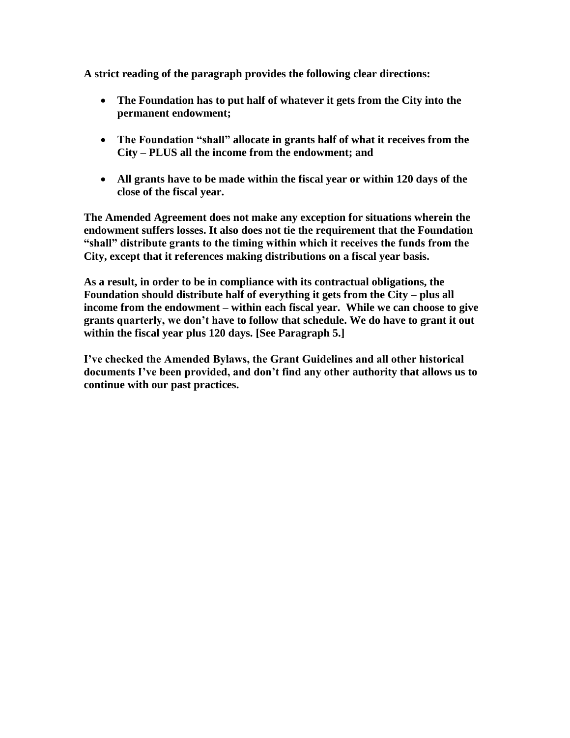**A strict reading of the paragraph provides the following clear directions:**

- **The Foundation has to put half of whatever it gets from the City into the permanent endowment;**
- **The Foundation "shall" allocate in grants half of what it receives from the City – PLUS all the income from the endowment; and**
- **All grants have to be made within the fiscal year or within 120 days of the close of the fiscal year.**

**The Amended Agreement does not make any exception for situations wherein the endowment suffers losses. It also does not tie the requirement that the Foundation "shall" distribute grants to the timing within which it receives the funds from the City, except that it references making distributions on a fiscal year basis.**

**As a result, in order to be in compliance with its contractual obligations, the Foundation should distribute half of everything it gets from the City – plus all income from the endowment – within each fiscal year. While we can choose to give grants quarterly, we don't have to follow that schedule. We do have to grant it out within the fiscal year plus 120 days. [See Paragraph 5.]**

**I've checked the Amended Bylaws, the Grant Guidelines and all other historical documents I've been provided, and don't find any other authority that allows us to continue with our past practices.**